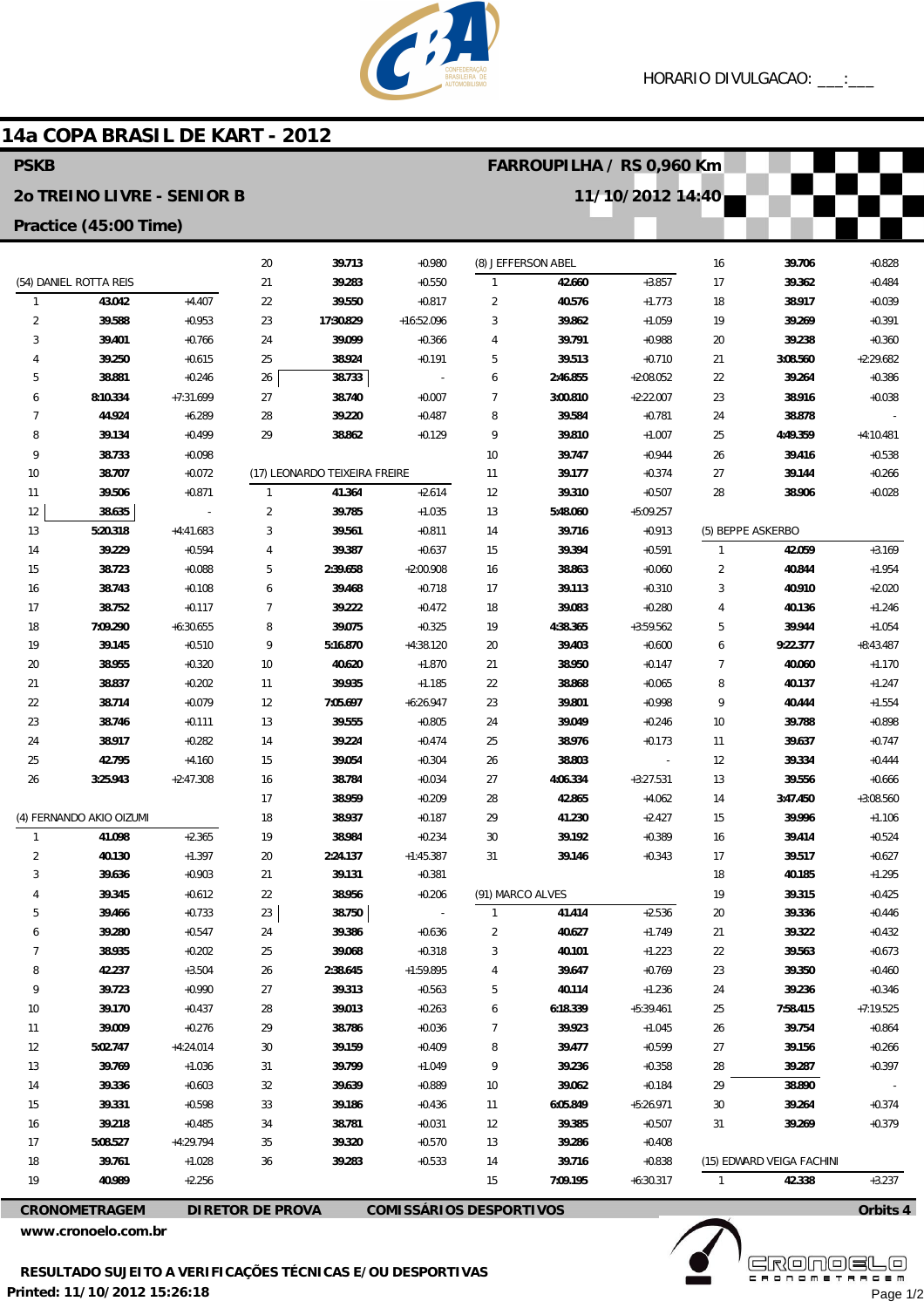HORARIO DIVULGACAO: ___:___

# 14a COPA BRASIL DE KART - 2012

**PSKB** | **FARROUPILHA / RS 0,960 Km**

**2o TREINO LIVRE - SENIOR B** | **11/10/2012 14:40**

**Practice (45:00 Time)**

### (54) DANIEL ROTTA REIS

| Lap | Time | Diff |
|---|---|---|
| 1 | 43.042 | +4.407 |
| 2 | 39.588 | +0.953 |
| 3 | 39.401 | +0.766 |
| 4 | 39.250 | +0.615 |
| 5 | 38.881 | +0.246 |
| 6 | 8:10.334 | +7:31.699 |
| 7 | 44.924 | +6.289 |
| 8 | 39.134 | +0.499 |
| 9 | 38.733 | +0.098 |
| 10 | 38.707 | +0.072 |
| 11 | 39.506 | +0.871 |
| 12 | 38.635 | - |
| 13 | 5:20.318 | +4:41.683 |
| 14 | 39.229 | +0.594 |
| 15 | 38.723 | +0.088 |
| 16 | 38.743 | +0.108 |
| 17 | 38.752 | +0.117 |
| 18 | 7:09.290 | +6:30.655 |
| 19 | 39.145 | +0.510 |
| 20 | 38.955 | +0.320 |
| 21 | 38.837 | +0.202 |
| 22 | 38.714 | +0.079 |
| 23 | 38.746 | +0.111 |
| 24 | 38.917 | +0.282 |
| 25 | 42.795 | +4.160 |
| 26 | 3:25.943 | +2:47.308 |

### (4) FERNANDO AKIO OIZUMI

| Lap | Time | Diff |
|---|---|---|
| 1 | 41.098 | +2.365 |
| 2 | 40.130 | +1.397 |
| 3 | 39.636 | +0.903 |
| 4 | 39.345 | +0.612 |
| 5 | 39.466 | +0.733 |
| 6 | 39.280 | +0.547 |
| 7 | 38.935 | +0.202 |
| 8 | 42.237 | +3.504 |
| 9 | 39.723 | +0.990 |
| 10 | 39.170 | +0.437 |
| 11 | 39.009 | +0.276 |
| 12 | 5:02.747 | +4:24.014 |
| 13 | 39.769 | +1.036 |
| 14 | 39.336 | +0.603 |
| 15 | 39.331 | +0.598 |
| 16 | 39.218 | +0.485 |
| 17 | 5:08.527 | +4:29.794 |
| 18 | 39.761 | +1.028 |
| 19 | 40.989 | +2.256 |
| 20 | 39.713 | +0.980 |
| 21 | 39.283 | +0.550 |
| 22 | 39.550 | +0.817 |
| 23 | 17:30.829 | +16:52.096 |
| 24 | 39.099 | +0.366 |
| 25 | 38.924 | +0.191 |
| 26 | 38.733 | - |
| 27 | 38.740 | +0.007 |
| 28 | 39.220 | +0.487 |
| 29 | 38.862 | +0.129 |

### (17) LEONARDO TEIXEIRA FREIRE

| Lap | Time | Diff |
|---|---|---|
| 1 | 41.364 | +2.614 |
| 2 | 39.785 | +1.035 |
| 3 | 39.561 | +0.811 |
| 4 | 39.387 | +0.637 |
| 5 | 2:39.658 | +2:00.908 |
| 6 | 39.468 | +0.718 |
| 7 | 39.222 | +0.472 |
| 8 | 39.075 | +0.325 |
| 9 | 5:16.870 | +4:38.120 |
| 10 | 40.620 | +1.870 |
| 11 | 39.935 | +1.185 |
| 12 | 7:05.697 | +6:26.947 |
| 13 | 39.555 | +0.805 |
| 14 | 39.224 | +0.474 |
| 15 | 39.054 | +0.304 |
| 16 | 38.784 | +0.034 |
| 17 | 38.959 | +0.209 |
| 18 | 38.937 | +0.187 |
| 19 | 38.984 | +0.234 |
| 20 | 2:24.137 | +1:45.387 |
| 21 | 39.131 | +0.381 |
| 22 | 38.956 | +0.206 |
| 23 | 38.750 | - |
| 24 | 39.386 | +0.636 |
| 25 | 39.068 | +0.318 |
| 26 | 2:38.645 | +1:59.895 |
| 27 | 39.313 | +0.563 |
| 28 | 39.013 | +0.263 |
| 29 | 38.786 | +0.036 |
| 30 | 39.159 | +0.409 |
| 31 | 39.799 | +1.049 |
| 32 | 39.639 | +0.889 |
| 33 | 39.186 | +0.436 |
| 34 | 38.781 | +0.031 |
| 35 | 39.320 | +0.570 |
| 36 | 39.283 | +0.533 |

### (8) JEFFERSON ABEL

| Lap | Time | Diff |
|---|---|---|
| 1 | 42.660 | +3.857 |
| 2 | 40.576 | +1.773 |
| 3 | 39.862 | +1.059 |
| 4 | 39.791 | +0.988 |
| 5 | 39.513 | +0.710 |
| 6 | 2:46.855 | +2:08.052 |
| 7 | 3:00.810 | +2:22.007 |
| 8 | 39.584 | +0.781 |
| 9 | 39.810 | +1.007 |
| 10 | 39.747 | +0.944 |
| 11 | 39.177 | +0.374 |
| 12 | 39.310 | +0.507 |
| 13 | 5:48.060 | +5:09.257 |
| 14 | 39.716 | +0.913 |
| 15 | 39.394 | +0.591 |
| 16 | 38.863 | +0.060 |
| 17 | 39.113 | +0.310 |
| 18 | 39.083 | +0.280 |
| 19 | 4:38.365 | +3:59.562 |
| 20 | 39.403 | +0.600 |
| 21 | 38.950 | +0.147 |
| 22 | 38.868 | +0.065 |
| 23 | 39.801 | +0.998 |
| 24 | 39.049 | +0.246 |
| 25 | 38.976 | +0.173 |
| 26 | 38.803 | - |
| 27 | 4:06.334 | +3:27.531 |
| 28 | 42.865 | +4.062 |
| 29 | 41.230 | +2.427 |
| 30 | 39.192 | +0.389 |
| 31 | 39.146 | +0.343 |

### (91) MARCO ALVES

| Lap | Time | Diff |
|---|---|---|
| 1 | 41.414 | +2.536 |
| 2 | 40.627 | +1.749 |
| 3 | 40.101 | +1.223 |
| 4 | 39.647 | +0.769 |
| 5 | 40.114 | +1.236 |
| 6 | 6:18.339 | +5:39.461 |
| 7 | 39.923 | +1.045 |
| 8 | 39.477 | +0.599 |
| 9 | 39.236 | +0.358 |
| 10 | 39.062 | +0.184 |
| 11 | 6:05.849 | +5:26.971 |
| 12 | 39.385 | +0.507 |
| 13 | 39.286 | +0.408 |
| 14 | 39.716 | +0.838 |
| 15 | 7:09.195 | +6:30.317 |
| 16 | 39.706 | +0.828 |
| 17 | 39.362 | +0.484 |
| 18 | 38.917 | +0.039 |
| 19 | 39.269 | +0.391 |
| 20 | 39.238 | +0.360 |
| 21 | 3:08.560 | +2:29.682 |
| 22 | 39.264 | +0.386 |
| 23 | 38.916 | +0.038 |
| 24 | 38.878 | - |
| 25 | 4:49.359 | +4:10.481 |
| 26 | 39.416 | +0.538 |
| 27 | 39.144 | +0.266 |
| 28 | 38.906 | +0.028 |

### (5) BEPPE ASKERBO

| Lap | Time | Diff |
|---|---|---|
| 1 | 42.059 | +3.169 |
| 2 | 40.844 | +1.954 |
| 3 | 40.910 | +2.020 |
| 4 | 40.136 | +1.246 |
| 5 | 39.944 | +1.054 |
| 6 | 9:22.377 | +8:43.487 |
| 7 | 40.060 | +1.170 |
| 8 | 40.137 | +1.247 |
| 9 | 40.444 | +1.554 |
| 10 | 39.788 | +0.898 |
| 11 | 39.637 | +0.747 |
| 12 | 39.334 | +0.444 |
| 13 | 39.556 | +0.666 |
| 14 | 3:47.450 | +3:08.560 |
| 15 | 39.996 | +1.106 |
| 16 | 39.414 | +0.524 |
| 17 | 39.517 | +0.627 |
| 18 | 40.185 | +1.295 |
| 19 | 39.315 | +0.425 |
| 20 | 39.336 | +0.446 |
| 21 | 39.322 | +0.432 |
| 22 | 39.563 | +0.673 |
| 23 | 39.350 | +0.460 |
| 24 | 39.236 | +0.346 |
| 25 | 7:58.415 | +7:19.525 |
| 26 | 39.754 | +0.864 |
| 27 | 39.156 | +0.266 |
| 28 | 39.287 | +0.397 |
| 29 | 38.890 | - |
| 30 | 39.264 | +0.374 |
| 31 | 39.269 | +0.379 |

### (15) EDWARD VEIGA FACHINI

| Lap | Time | Diff |
|---|---|---|
| 1 | 42.338 | +3.237 |

**CRONOMETRAGEM** | **DIRETOR DE PROVA** | **COMISSÁRIOS DESPORTIVOS** | **Orbits 4**

**www.cronoelo.com.br**

**RESULTADO SUJEITO A VERIFICAÇÕES TÉCNICAS E/OU DESPORTIVAS**

**Printed: 11/10/2012 15:26:18**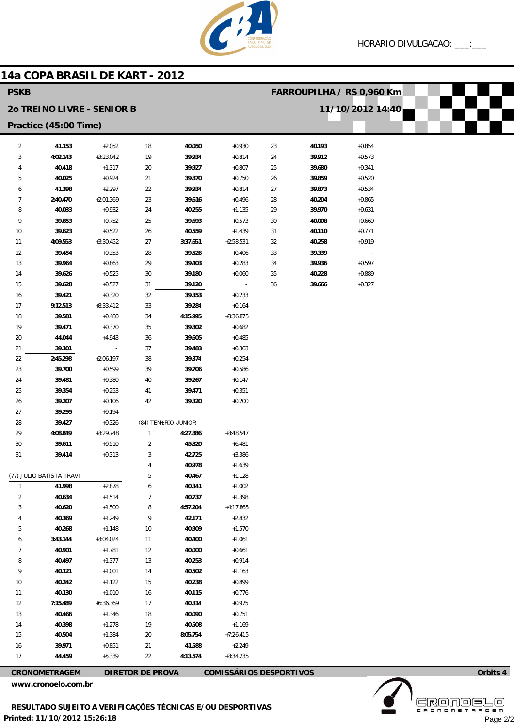# 14a COPA BRASIL DE KART - 2012

**PSKB** — **FARROUPILHA / RS 0,960 Km**

**2o TREINO LIVRE - SENIOR B** — **11/10/2012 14:40**

**Practice (45:00 Time)**

| | | |
|---|---|---|
| 2 | 41.153 | +2.052 |
| 3 | 4:02.143 | +3:23.042 |
| 4 | 40.418 | +1.317 |
| 5 | 40.025 | +0.924 |
| 6 | 41.398 | +2.297 |
| 7 | 2:40.470 | +2:01.369 |
| 8 | 40.033 | +0.932 |
| 9 | 39.853 | +0.752 |
| 10 | 39.623 | +0.522 |
| 11 | 4:09.553 | +3:30.452 |
| 12 | 39.454 | +0.353 |
| 13 | 39.964 | +0.863 |
| 14 | 39.626 | +0.525 |
| 15 | 39.628 | +0.527 |
| 16 | 39.421 | +0.320 |
| 17 | 9:12.513 | +8:33.412 |
| 18 | 39.581 | +0.480 |
| 19 | 39.471 | +0.370 |
| 20 | 44.044 | +4.943 |
| 21 | 39.101 | - |
| 22 | 2:45.298 | +2:06.197 |
| 23 | 39.700 | +0.599 |
| 24 | 39.481 | +0.380 |
| 25 | 39.354 | +0.253 |
| 26 | 39.207 | +0.106 |
| 27 | 39.295 | +0.194 |
| 28 | 39.427 | +0.326 |
| 29 | 4:08.849 | +3:29.748 |
| 30 | 39.611 | +0.510 |
| 31 | 39.414 | +0.313 |

(77) JULIO BATISTA TRAVI

| | | |
|---|---|---|
| 1 | 41.998 | +2.878 |
| 2 | 40.634 | +1.514 |
| 3 | 40.620 | +1.500 |
| 4 | 40.369 | +1.249 |
| 5 | 40.268 | +1.148 |
| 6 | 3:43.144 | +3:04.024 |
| 7 | 40.901 | +1.781 |
| 8 | 40.497 | +1.377 |
| 9 | 40.121 | +1.001 |
| 10 | 40.242 | +1.122 |
| 11 | 40.130 | +1.010 |
| 12 | 7:15.489 | +6:36.369 |
| 13 | 40.466 | +1.346 |
| 14 | 40.398 | +1.278 |
| 15 | 40.504 | +1.384 |
| 16 | 39.971 | +0.851 |
| 17 | 44.459 | +5.339 |
| 18 | 40.050 | +0.930 |
| 19 | 39.934 | +0.814 |
| 20 | 39.927 | +0.807 |
| 21 | 39.870 | +0.750 |
| 22 | 39.934 | +0.814 |
| 23 | 39.616 | +0.496 |
| 24 | 40.255 | +1.135 |
| 25 | 39.693 | +0.573 |
| 26 | 40.559 | +1.439 |
| 27 | 3:37.651 | +2:58.531 |
| 28 | 39.526 | +0.406 |
| 29 | 39.403 | +0.283 |
| 30 | 39.180 | +0.060 |
| 31 | 39.120 | - |
| 32 | 39.353 | +0.233 |
| 33 | 39.284 | +0.164 |
| 34 | 4:15.995 | +3:36.875 |
| 35 | 39.802 | +0.682 |
| 36 | 39.605 | +0.485 |
| 37 | 39.483 | +0.363 |
| 38 | 39.374 | +0.254 |
| 39 | 39.706 | +0.586 |
| 40 | 39.267 | +0.147 |
| 41 | 39.471 | +0.351 |
| 42 | 39.320 | +0.200 |

(84) TENÓRIO JUNIOR

| | | |
|---|---|---|
| 1 | 4:27.886 | +3:48.547 |
| 2 | 45.820 | +6.481 |
| 3 | 42.725 | +3.386 |
| 4 | 40.978 | +1.639 |
| 5 | 40.467 | +1.128 |
| 6 | 40.341 | +1.002 |
| 7 | 40.737 | +1.398 |
| 8 | 4:57.204 | +4:17.865 |
| 9 | 42.171 | +2.832 |
| 10 | 40.909 | +1.570 |
| 11 | 40.400 | +1.061 |
| 12 | 40.000 | +0.661 |
| 13 | 40.253 | +0.914 |
| 14 | 40.502 | +1.163 |
| 15 | 40.238 | +0.899 |
| 16 | 40.115 | +0.776 |
| 17 | 40.314 | +0.975 |
| 18 | 40.090 | +0.751 |
| 19 | 40.508 | +1.169 |
| 20 | 8:05.754 | +7:26.415 |
| 21 | 41.588 | +2.249 |
| 22 | 4:13.574 | +3:34.235 |
| 23 | 40.193 | +0.854 |
| 24 | 39.912 | +0.573 |
| 25 | 39.680 | +0.341 |
| 26 | 39.859 | +0.520 |
| 27 | 39.873 | +0.534 |
| 28 | 40.204 | +0.865 |
| 29 | 39.970 | +0.631 |
| 30 | 40.008 | +0.669 |
| 31 | 40.110 | +0.771 |
| 32 | 40.258 | +0.919 |
| 33 | 39.339 | - |
| 34 | 39.936 | +0.597 |
| 35 | 40.228 | +0.889 |
| 36 | 39.666 | +0.327 |

**CRONOMETRAGEM** **DIRETOR DE PROVA** **COMISSÁRIOS DESPORTIVOS** **Orbits 4**

www.cronoelo.com.br

**RESULTADO SUJEITO A VERIFICAÇÕES TÉCNICAS E/OU DESPORTIVAS**

**Printed: 11/10/2012 15:26:18**